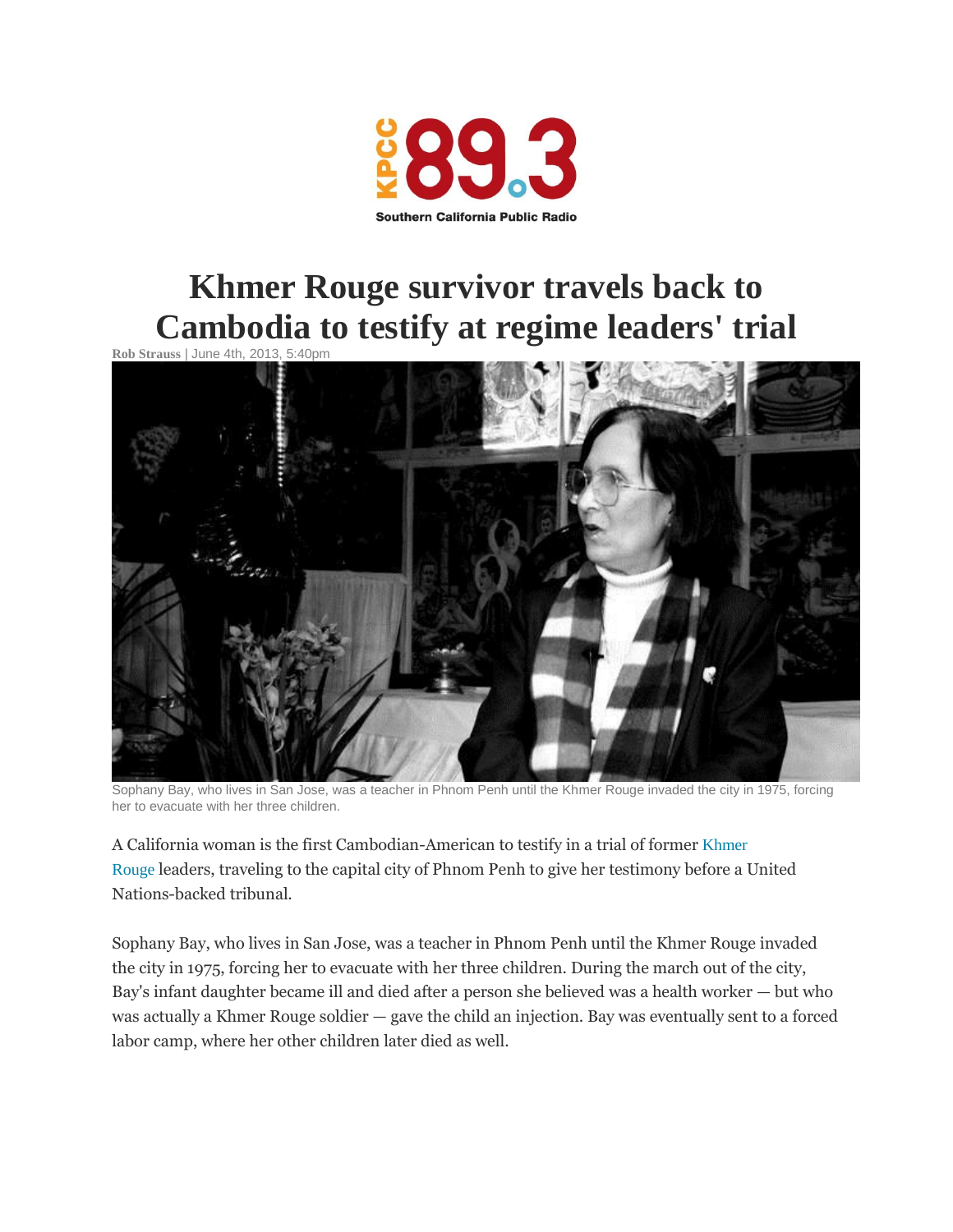KPCC 89.3

Southern California Public Radio

# Khmer Rouge survivor travels back to Cambodia to testify at regime leaders' trial

**Rob Strauss** | June 4th, 2013, 5:40pm

Sophany Bay, who lives in San Jose, was a teacher in Phnom Penh until the Khmer Rouge invaded the city in 1975, forcing her to evacuate with her three children.

A California woman is the first Cambodian-American to testify in a trial of former Khmer Rouge leaders, traveling to the capital city of Phnom Penh to give her testimony before a United Nations-backed tribunal.

Sophany Bay, who lives in San Jose, was a teacher in Phnom Penh until the Khmer Rouge invaded the city in 1975, forcing her to evacuate with her three children. During the march out of the city, Bay's infant daughter became ill and died after a person she believed was a health worker — but who was actually a Khmer Rouge soldier — gave the child an injection. Bay was eventually sent to a forced labor camp, where her other children later died as well.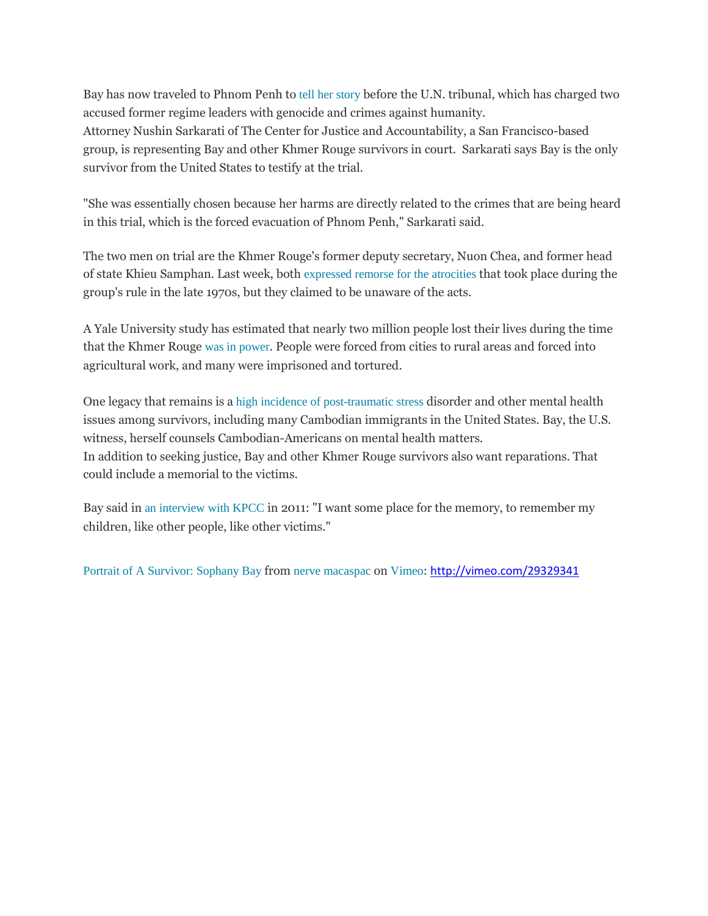Bay has now traveled to Phnom Penh to tell her story before the U.N. tribunal, which has charged two accused former regime leaders with genocide and crimes against humanity.
Attorney Nushin Sarkarati of The Center for Justice and Accountability, a San Francisco-based group, is representing Bay and other Khmer Rouge survivors in court. Sarkarati says Bay is the only survivor from the United States to testify at the trial.

"She was essentially chosen because her harms are directly related to the crimes that are being heard in this trial, which is the forced evacuation of Phnom Penh," Sarkarati said.

The two men on trial are the Khmer Rouge's former deputy secretary, Nuon Chea, and former head of state Khieu Samphan. Last week, both expressed remorse for the atrocities that took place during the group's rule in the late 1970s, but they claimed to be unaware of the acts.

A Yale University study has estimated that nearly two million people lost their lives during the time that the Khmer Rouge was in power. People were forced from cities to rural areas and forced into agricultural work, and many were imprisoned and tortured.

One legacy that remains is a high incidence of post-traumatic stress disorder and other mental health issues among survivors, including many Cambodian immigrants in the United States. Bay, the U.S. witness, herself counsels Cambodian-Americans on mental health matters.
In addition to seeking justice, Bay and other Khmer Rouge survivors also want reparations. That could include a memorial to the victims.

Bay said in an interview with KPCC in 2011: "I want some place for the memory, to remember my children, like other people, like other victims."

Portrait of A Survivor: Sophany Bay from nerve macaspac on Vimeo: http://vimeo.com/29329341